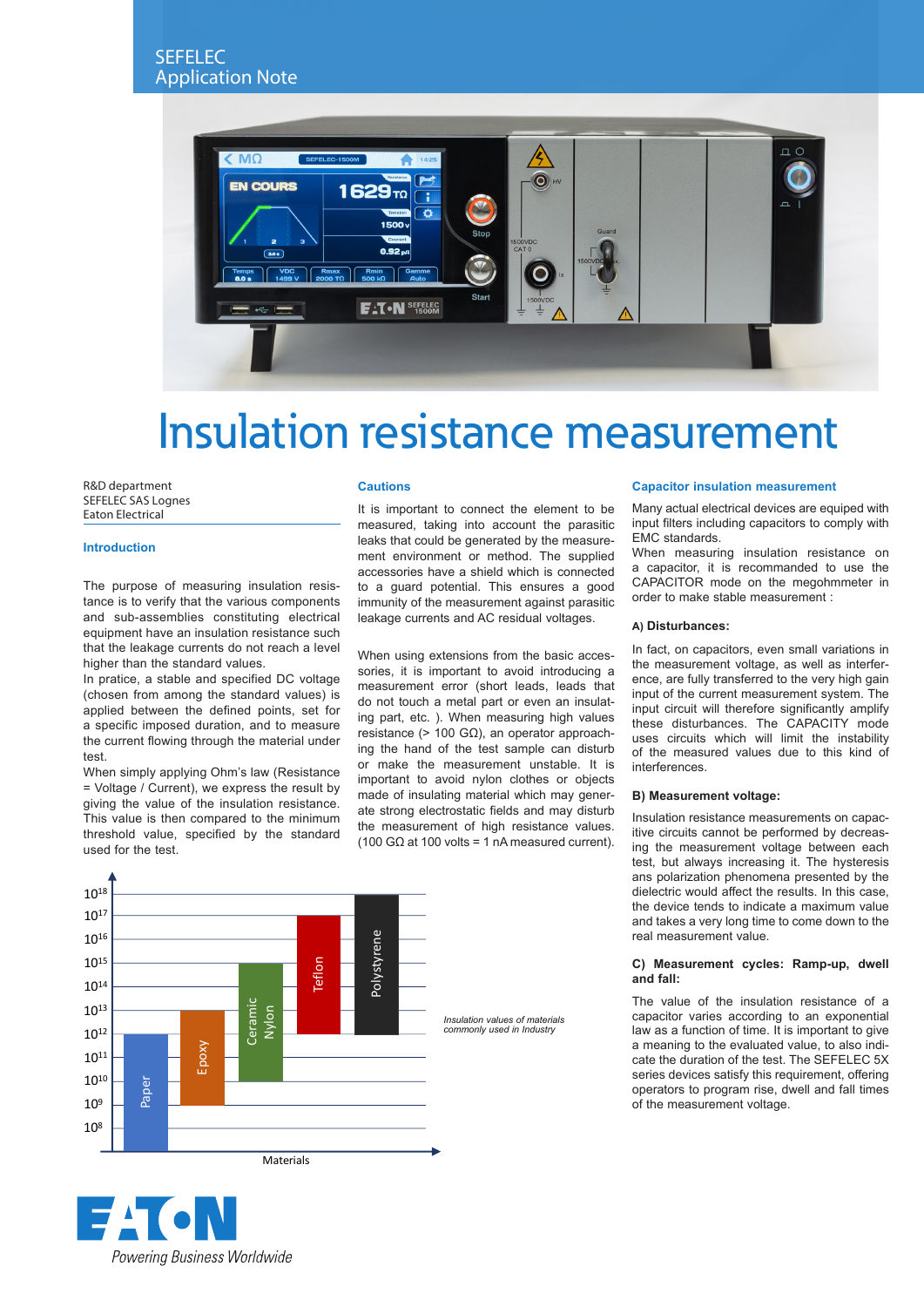SEFELEC
Application Note

# Insulation resistance measurement

R&D department
SEFELEC SAS Lognes
Eaton Electrical

## Introduction

The purpose of measuring insulation resistance is to verify that the various components and sub-assemblies constituting electrical equipment have an insulation resistance such that the leakage currents do not reach a level higher than the standard values.
In pratice, a stable and specified DC voltage (chosen from among the standard values) is applied between the defined points, set for a specific imposed duration, and to measure the current flowing through the material under test.
When simply applying Ohm's law (Resistance = Voltage / Current), we express the result by giving the value of the insulation resistance. This value is then compared to the minimum threshold value, specified by the standard used for the test.

## Cautions

It is important to connect the element to be measured, taking into account the parasitic leaks that could be generated by the measurement environment or method. The supplied accessories have a shield which is connected to a guard potential. This ensures a good immunity of the measurement against parasitic leakage currents and AC residual voltages.

When using extensions from the basic accessories, it is important to avoid introducing a measurement error (short leads, leads that do not touch a metal part or even an insulating part, etc. ). When measuring high values resistance (> 100 GΩ), an operator approaching the hand of the test sample can disturb or make the measurement unstable. It is important to avoid nylon clothes or objects made of insulating material which may generate strong electrostatic fields and may disturb the measurement of high resistance values. (100 GΩ at 100 volts = 1 nA measured current).

*Insulation values of materials commonly used in Industry*

## Capacitor insulation measurement

Many actual electrical devices are equiped with input filters including capacitors to comply with EMC standards.
When measuring insulation resistance on a capacitor, it is recommanded to use the CAPACITOR mode on the megohmmeter in order to make stable measurement :

### A) Disturbances:

In fact, on capacitors, even small variations in the measurement voltage, as well as interference, are fully transferred to the very high gain input of the current measurement system. The input circuit will therefore significantly amplify these disturbances. The CAPACITY mode uses circuits which will limit the instability of the measured values due to this kind of interferences.

### B) Measurement voltage:

Insulation resistance measurements on capacitive circuits cannot be performed by decreasing the measurement voltage between each test, but always increasing it. The hysteresis ans polarization phenomena presented by the dielectric would affect the results. In this case, the device tends to indicate a maximum value and takes a very long time to come down to the real measurement value.

### C) Measurement cycles: Ramp-up, dwell and fall:

The value of the insulation resistance of a capacitor varies according to an exponential law as a function of time. It is important to give a meaning to the evaluated value, to also indicate the duration of the test. The SEFELEC 5X series devices satisfy this requirement, offering operators to program rise, dwell and fall times of the measurement voltage.

Powering Business Worldwide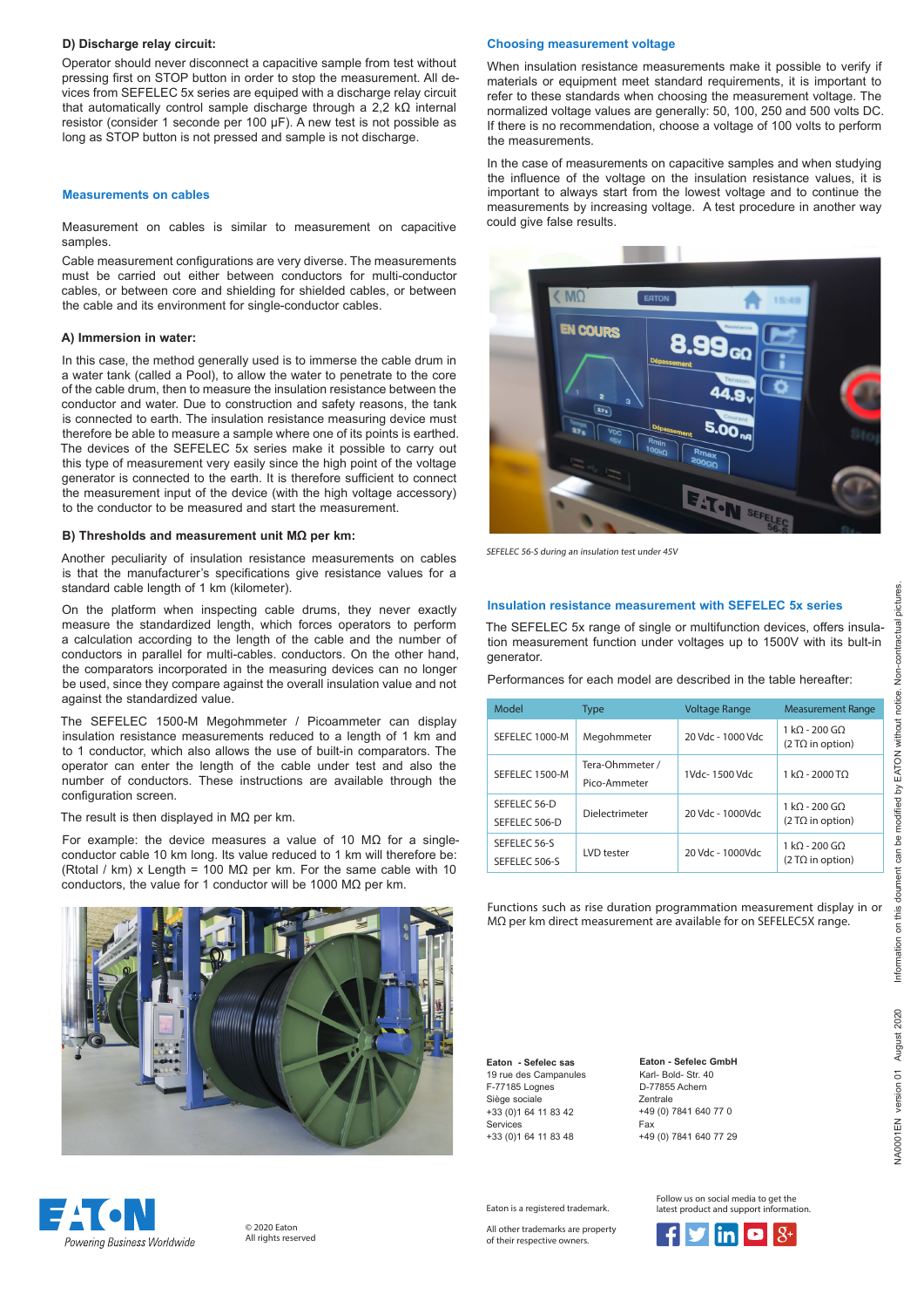### D) Discharge relay circuit:

Operator should never disconnect a capacitive sample from test without pressing first on STOP button in order to stop the measurement. All devices from SEFELEC 5x series are equiped with a discharge relay circuit that automatically control sample discharge through a 2,2 kΩ internal resistor (consider 1 seconde per 100 µF). A new test is not possible as long as STOP button is not pressed and sample is not discharge.

## Measurements on cables

Measurement on cables is similar to measurement on capacitive samples.

Cable measurement configurations are very diverse. The measurements must be carried out either between conductors for multi-conductor cables, or between core and shielding for shielded cables, or between the cable and its environment for single-conductor cables.

### A) Immersion in water:

In this case, the method generally used is to immerse the cable drum in a water tank (called a Pool), to allow the water to penetrate to the core of the cable drum, then to measure the insulation resistance between the conductor and water. Due to construction and safety reasons, the tank is connected to earth. The insulation resistance measuring device must therefore be able to measure a sample where one of its points is earthed. The devices of the SEFELEC 5x series make it possible to carry out this type of measurement very easily since the high point of the voltage generator is connected to the earth. It is therefore sufficient to connect the measurement input of the device (with the high voltage accessory) to the conductor to be measured and start the measurement.

### B) Thresholds and measurement unit MΩ per km:

Another peculiarity of insulation resistance measurements on cables is that the manufacturer's specifications give resistance values for a standard cable length of 1 km (kilometer).

On the platform when inspecting cable drums, they never exactly measure the standardized length, which forces operators to perform a calculation according to the length of the cable and the number of conductors in parallel for multi-cables. conductors. On the other hand, the comparators incorporated in the measuring devices can no longer be used, since they compare against the overall insulation value and not against the standardized value.

The SEFELEC 1500-M Megohmmeter / Picoammeter can display insulation resistance measurements reduced to a length of 1 km and to 1 conductor, which also allows the use of built-in comparators. The operator can enter the length of the cable under test and also the number of conductors. These instructions are available through the configuration screen.

The result is then displayed in MΩ per km.

For example: the device measures a value of 10 MΩ for a single-conductor cable 10 km long. Its value reduced to 1 km will therefore be: (Rtotal / km) x Length = 100 MΩ per km. For the same cable with 10 conductors, the value for 1 conductor will be 1000 MΩ per km.

## Choosing measurement voltage

When insulation resistance measurements make it possible to verify if materials or equipment meet standard requirements, it is important to refer to these standards when choosing the measurement voltage. The normalized voltage values are generally: 50, 100, 250 and 500 volts DC. If there is no recommendation, choose a voltage of 100 volts to perform the measurements.

In the case of measurements on capacitive samples and when studying the influence of the voltage on the insulation resistance values, it is important to always start from the lowest voltage and to continue the measurements by increasing voltage. A test procedure in another way could give false results.

*SEFELEC 56-S during an insulation test under 45V*

## Insulation resistance measurement with SEFELEC 5x series

The SEFELEC 5x range of single or multifunction devices, offers insulation measurement function under voltages up to 1500V with its built-in generator.

Performances for each model are described in the table hereafter:

| Model | Type | Voltage Range | Measurement Range |
|---|---|---|---|
| SEFELEC 1000-M | Megohmmeter | 20 Vdc - 1000 Vdc | 1 kΩ - 200 GΩ (2 TΩ in option) |
| SEFELEC 1500-M | Tera-Ohmmeter / Pico-Ammeter | 1Vdc- 1500 Vdc | 1 kΩ - 2000 TΩ |
| SEFELEC 56-D<br>SEFELEC 506-D | Dielectrimeter | 20 Vdc - 1000Vdc | 1 kΩ - 200 GΩ (2 TΩ in option) |
| SEFELEC 56-S<br>SEFELEC 506-S | LVD tester | 20 Vdc - 1000Vdc | 1 kΩ - 200 GΩ (2 TΩ in option) |

Functions such as rise duration programmation measurement display in or MΩ per km direct measurement are available for on SEFELEC5X range.

**Eaton - Sefelec sas**
19 rue des Campanules
F-77185 Lognes
Siège sociale
+33 (0)1 64 11 83 42
Services
+33 (0)1 64 11 83 48

**Eaton - Sefelec GmbH**
Karl- Bold- Str. 40
D-77855 Achern
Zentrale
+49 (0) 7841 640 77 0
Fax
+49 (0) 7841 640 77 29

Powering Business Worldwide

© 2020 Eaton
All rights reserved

Eaton is a registered trademark.

All other trademarks are property of their respective owners.

Follow us on social media to get the latest product and support information.

NA0001EN version 01 August 2020 Information on this document can be modified by EATON without notice. Non-contractual pictures.